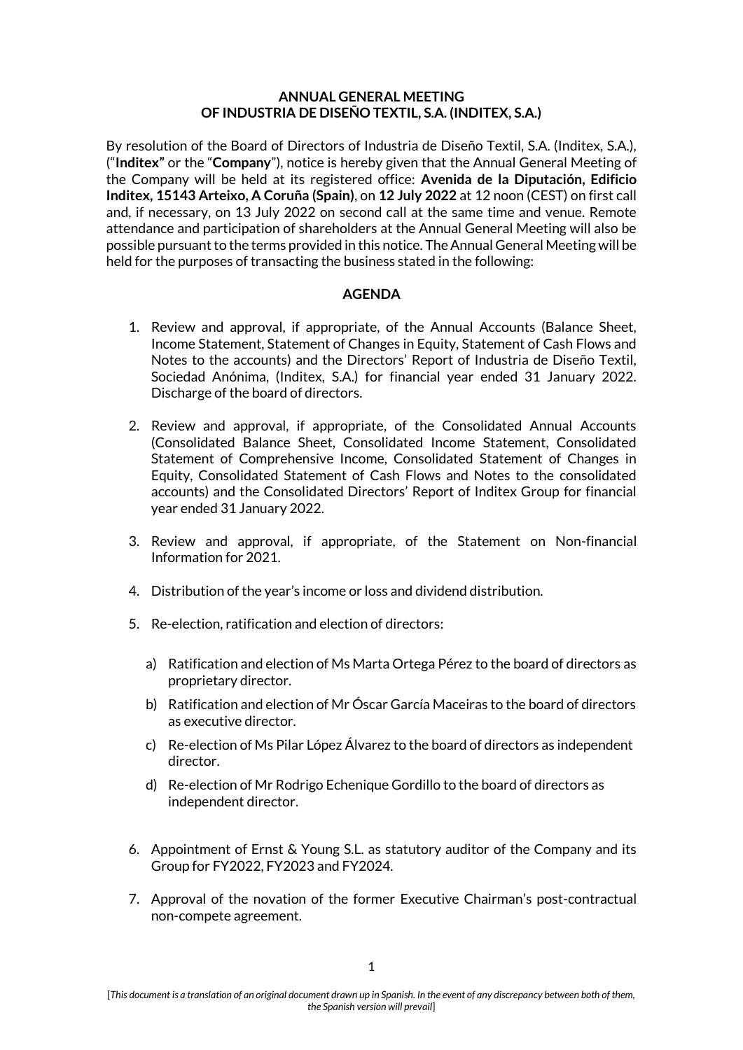# ANNUAL GENERAL MEETING
# OF INDUSTRIA DE DISEÑO TEXTIL, S.A. (INDITEX, S.A.)

By resolution of the Board of Directors of Industria de Diseño Textil, S.A. (Inditex, S.A.), ("**Inditex"** or the "**Company**"), notice is hereby given that the Annual General Meeting of the Company will be held at its registered office: **Avenida de la Diputación, Edificio Inditex, 15143 Arteixo, A Coruña (Spain)**, on **12 July 2022** at 12 noon (CEST) on first call and, if necessary, on 13 July 2022 on second call at the same time and venue. Remote attendance and participation of shareholders at the Annual General Meeting will also be possible pursuant to the terms provided in this notice. The Annual General Meeting will be held for the purposes of transacting the business stated in the following:

## AGENDA

1. Review and approval, if appropriate, of the Annual Accounts (Balance Sheet, Income Statement, Statement of Changes in Equity, Statement of Cash Flows and Notes to the accounts) and the Directors' Report of Industria de Diseño Textil, Sociedad Anónima, (Inditex, S.A.) for financial year ended 31 January 2022. Discharge of the board of directors.

2. Review and approval, if appropriate, of the Consolidated Annual Accounts (Consolidated Balance Sheet, Consolidated Income Statement, Consolidated Statement of Comprehensive Income, Consolidated Statement of Changes in Equity, Consolidated Statement of Cash Flows and Notes to the consolidated accounts) and the Consolidated Directors' Report of Inditex Group for financial year ended 31 January 2022.

3. Review and approval, if appropriate, of the Statement on Non-financial Information for 2021.

4. Distribution of the year's income or loss and dividend distribution.

5. Re-election, ratification and election of directors:

   a) Ratification and election of Ms Marta Ortega Pérez to the board of directors as proprietary director.

   b) Ratification and election of Mr Óscar García Maceiras to the board of directors as executive director.

   c) Re-election of Ms Pilar López Álvarez to the board of directors as independent director.

   d) Re-election of Mr Rodrigo Echenique Gordillo to the board of directors as independent director.

6. Appointment of Ernst & Young S.L. as statutory auditor of the Company and its Group for FY2022, FY2023 and FY2024.

7. Approval of the novation of the former Executive Chairman's post-contractual non-compete agreement.

*[This document is a translation of an original document drawn up in Spanish. In the event of any discrepancy between both of them, the Spanish version will prevail]*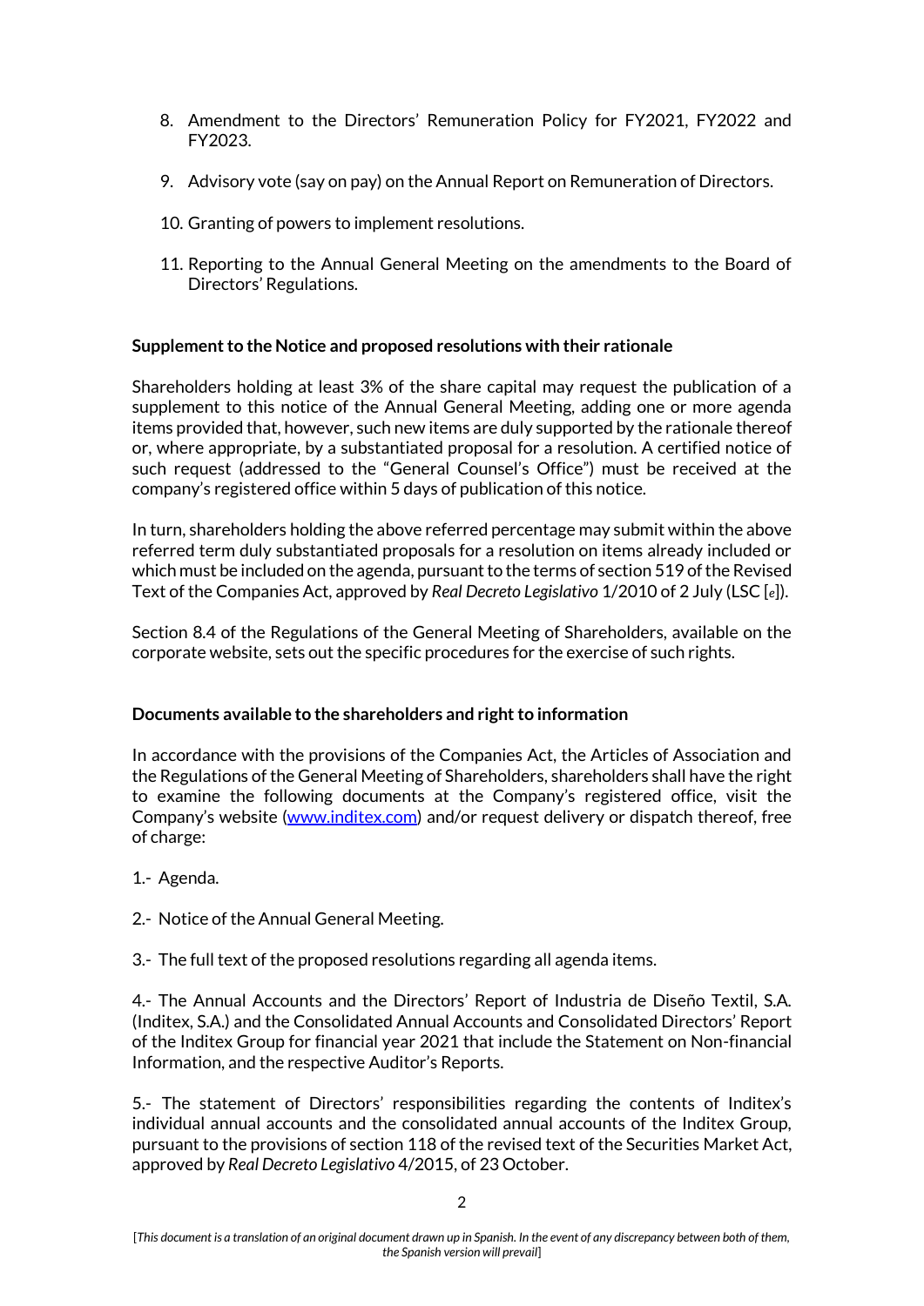8. Amendment to the Directors' Remuneration Policy for FY2021, FY2022 and FY2023.

9. Advisory vote (say on pay) on the Annual Report on Remuneration of Directors.

10. Granting of powers to implement resolutions.

11. Reporting to the Annual General Meeting on the amendments to the Board of Directors' Regulations.

**Supplement to the Notice and proposed resolutions with their rationale**

Shareholders holding at least 3% of the share capital may request the publication of a supplement to this notice of the Annual General Meeting, adding one or more agenda items provided that, however, such new items are duly supported by the rationale thereof or, where appropriate, by a substantiated proposal for a resolution. A certified notice of such request (addressed to the "General Counsel's Office") must be received at the company's registered office within 5 days of publication of this notice.

In turn, shareholders holding the above referred percentage may submit within the above referred term duly substantiated proposals for a resolution on items already included or which must be included on the agenda, pursuant to the terms of section 519 of the Revised Text of the Companies Act, approved by *Real Decreto Legislativo* 1/2010 of 2 July (LSC [*e*]).

Section 8.4 of the Regulations of the General Meeting of Shareholders, available on the corporate website, sets out the specific procedures for the exercise of such rights.

**Documents available to the shareholders and right to information**

In accordance with the provisions of the Companies Act, the Articles of Association and the Regulations of the General Meeting of Shareholders, shareholders shall have the right to examine the following documents at the Company's registered office, visit the Company's website (www.inditex.com) and/or request delivery or dispatch thereof, free of charge:

1.- Agenda.

2.- Notice of the Annual General Meeting.

3.- The full text of the proposed resolutions regarding all agenda items.

4.- The Annual Accounts and the Directors' Report of Industria de Diseño Textil, S.A. (Inditex, S.A.) and the Consolidated Annual Accounts and Consolidated Directors' Report of the Inditex Group for financial year 2021 that include the Statement on Non-financial Information, and the respective Auditor's Reports.

5.- The statement of Directors' responsibilities regarding the contents of Inditex's individual annual accounts and the consolidated annual accounts of the Inditex Group, pursuant to the provisions of section 118 of the revised text of the Securities Market Act, approved by *Real Decreto Legislativo* 4/2015, of 23 October.

[*This document is a translation of an original document drawn up in Spanish. In the event of any discrepancy between both of them, the Spanish version will prevail*]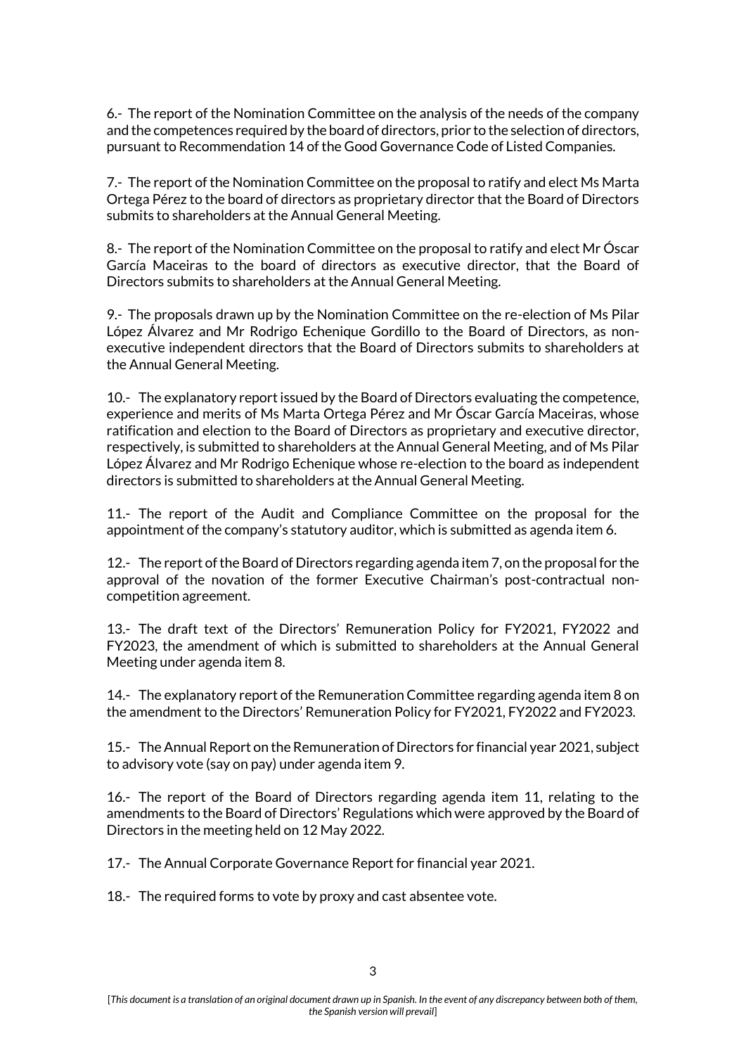6.- The report of the Nomination Committee on the analysis of the needs of the company and the competences required by the board of directors, prior to the selection of directors, pursuant to Recommendation 14 of the Good Governance Code of Listed Companies.

7.- The report of the Nomination Committee on the proposal to ratify and elect Ms Marta Ortega Pérez to the board of directors as proprietary director that the Board of Directors submits to shareholders at the Annual General Meeting.

8.- The report of the Nomination Committee on the proposal to ratify and elect Mr Óscar García Maceiras to the board of directors as executive director, that the Board of Directors submits to shareholders at the Annual General Meeting.

9.- The proposals drawn up by the Nomination Committee on the re-election of Ms Pilar López Álvarez and Mr Rodrigo Echenique Gordillo to the Board of Directors, as non-executive independent directors that the Board of Directors submits to shareholders at the Annual General Meeting.

10.- The explanatory report issued by the Board of Directors evaluating the competence, experience and merits of Ms Marta Ortega Pérez and Mr Óscar García Maceiras, whose ratification and election to the Board of Directors as proprietary and executive director, respectively, is submitted to shareholders at the Annual General Meeting, and of Ms Pilar López Álvarez and Mr Rodrigo Echenique whose re-election to the board as independent directors is submitted to shareholders at the Annual General Meeting.

11.- The report of the Audit and Compliance Committee on the proposal for the appointment of the company's statutory auditor, which is submitted as agenda item 6.

12.- The report of the Board of Directors regarding agenda item 7, on the proposal for the approval of the novation of the former Executive Chairman's post-contractual non-competition agreement.

13.- The draft text of the Directors' Remuneration Policy for FY2021, FY2022 and FY2023, the amendment of which is submitted to shareholders at the Annual General Meeting under agenda item 8.

14.- The explanatory report of the Remuneration Committee regarding agenda item 8 on the amendment to the Directors' Remuneration Policy for FY2021, FY2022 and FY2023.

15.- The Annual Report on the Remuneration of Directors for financial year 2021, subject to advisory vote (say on pay) under agenda item 9.

16.- The report of the Board of Directors regarding agenda item 11, relating to the amendments to the Board of Directors' Regulations which were approved by the Board of Directors in the meeting held on 12 May 2022.

17.- The Annual Corporate Governance Report for financial year 2021.

18.- The required forms to vote by proxy and cast absentee vote.

[*This document is a translation of an original document drawn up in Spanish. In the event of any discrepancy between both of them, the Spanish version will prevail*]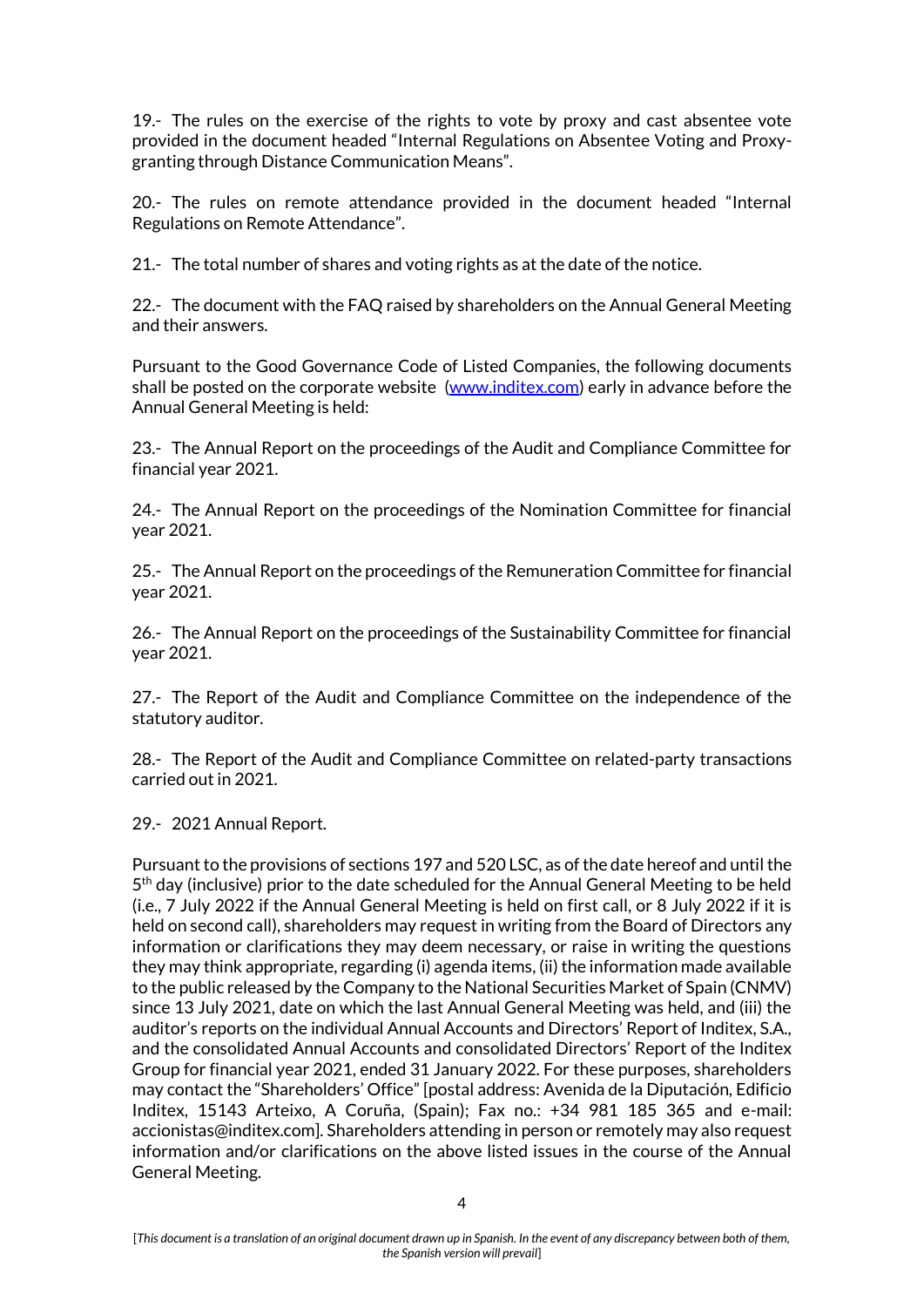19.- The rules on the exercise of the rights to vote by proxy and cast absentee vote provided in the document headed "Internal Regulations on Absentee Voting and Proxy-granting through Distance Communication Means".

20.- The rules on remote attendance provided in the document headed "Internal Regulations on Remote Attendance".

21.- The total number of shares and voting rights as at the date of the notice.

22.- The document with the FAQ raised by shareholders on the Annual General Meeting and their answers.

Pursuant to the Good Governance Code of Listed Companies, the following documents shall be posted on the corporate website (www.inditex.com) early in advance before the Annual General Meeting is held:

23.- The Annual Report on the proceedings of the Audit and Compliance Committee for financial year 2021.

24.- The Annual Report on the proceedings of the Nomination Committee for financial year 2021.

25.- The Annual Report on the proceedings of the Remuneration Committee for financial year 2021.

26.- The Annual Report on the proceedings of the Sustainability Committee for financial year 2021.

27.- The Report of the Audit and Compliance Committee on the independence of the statutory auditor.

28.- The Report of the Audit and Compliance Committee on related-party transactions carried out in 2021.

29.- 2021 Annual Report.

Pursuant to the provisions of sections 197 and 520 LSC, as of the date hereof and until the 5th day (inclusive) prior to the date scheduled for the Annual General Meeting to be held (i.e., 7 July 2022 if the Annual General Meeting is held on first call, or 8 July 2022 if it is held on second call), shareholders may request in writing from the Board of Directors any information or clarifications they may deem necessary, or raise in writing the questions they may think appropriate, regarding (i) agenda items, (ii) the information made available to the public released by the Company to the National Securities Market of Spain (CNMV) since 13 July 2021, date on which the last Annual General Meeting was held, and (iii) the auditor's reports on the individual Annual Accounts and Directors' Report of Inditex, S.A., and the consolidated Annual Accounts and consolidated Directors' Report of the Inditex Group for financial year 2021, ended 31 January 2022. For these purposes, shareholders may contact the "Shareholders' Office" [postal address: Avenida de la Diputación, Edificio Inditex, 15143 Arteixo, A Coruña, (Spain); Fax no.: +34 981 185 365 and e-mail: accionistas@inditex.com]. Shareholders attending in person or remotely may also request information and/or clarifications on the above listed issues in the course of the Annual General Meeting.

[*This document is a translation of an original document drawn up in Spanish. In the event of any discrepancy between both of them, the Spanish version will prevail*]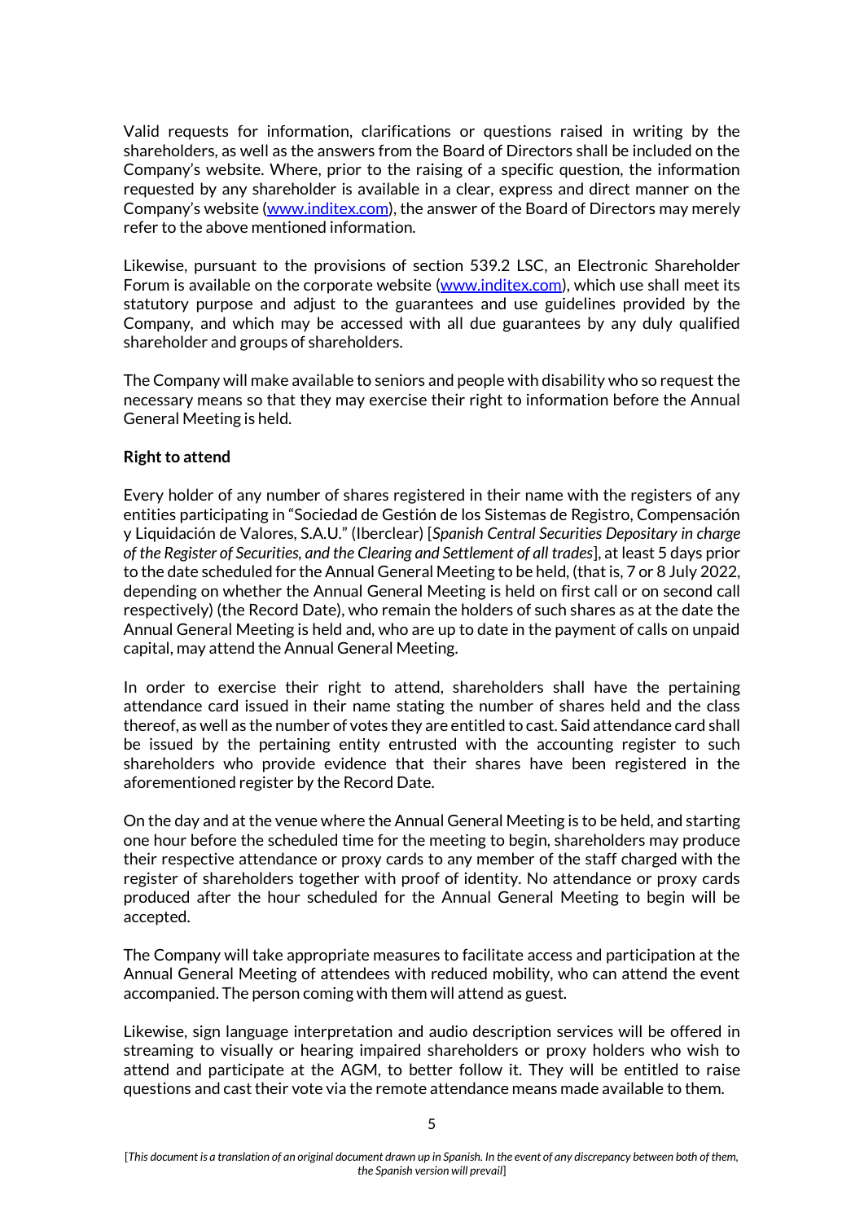Valid requests for information, clarifications or questions raised in writing by the shareholders, as well as the answers from the Board of Directors shall be included on the Company's website. Where, prior to the raising of a specific question, the information requested by any shareholder is available in a clear, express and direct manner on the Company's website (www.inditex.com), the answer of the Board of Directors may merely refer to the above mentioned information.

Likewise, pursuant to the provisions of section 539.2 LSC, an Electronic Shareholder Forum is available on the corporate website (www.inditex.com), which use shall meet its statutory purpose and adjust to the guarantees and use guidelines provided by the Company, and which may be accessed with all due guarantees by any duly qualified shareholder and groups of shareholders.

The Company will make available to seniors and people with disability who so request the necessary means so that they may exercise their right to information before the Annual General Meeting is held.

**Right to attend**

Every holder of any number of shares registered in their name with the registers of any entities participating in "Sociedad de Gestión de los Sistemas de Registro, Compensación y Liquidación de Valores, S.A.U." (Iberclear) [*Spanish Central Securities Depositary in charge of the Register of Securities, and the Clearing and Settlement of all trades*], at least 5 days prior to the date scheduled for the Annual General Meeting to be held, (that is, 7 or 8 July 2022, depending on whether the Annual General Meeting is held on first call or on second call respectively) (the Record Date), who remain the holders of such shares as at the date the Annual General Meeting is held and, who are up to date in the payment of calls on unpaid capital, may attend the Annual General Meeting.

In order to exercise their right to attend, shareholders shall have the pertaining attendance card issued in their name stating the number of shares held and the class thereof, as well as the number of votes they are entitled to cast. Said attendance card shall be issued by the pertaining entity entrusted with the accounting register to such shareholders who provide evidence that their shares have been registered in the aforementioned register by the Record Date.

On the day and at the venue where the Annual General Meeting is to be held, and starting one hour before the scheduled time for the meeting to begin, shareholders may produce their respective attendance or proxy cards to any member of the staff charged with the register of shareholders together with proof of identity. No attendance or proxy cards produced after the hour scheduled for the Annual General Meeting to begin will be accepted.

The Company will take appropriate measures to facilitate access and participation at the Annual General Meeting of attendees with reduced mobility, who can attend the event accompanied. The person coming with them will attend as guest.

Likewise, sign language interpretation and audio description services will be offered in streaming to visually or hearing impaired shareholders or proxy holders who wish to attend and participate at the AGM, to better follow it. They will be entitled to raise questions and cast their vote via the remote attendance means made available to them.

[*This document is a translation of an original document drawn up in Spanish. In the event of any discrepancy between both of them, the Spanish version will prevail*]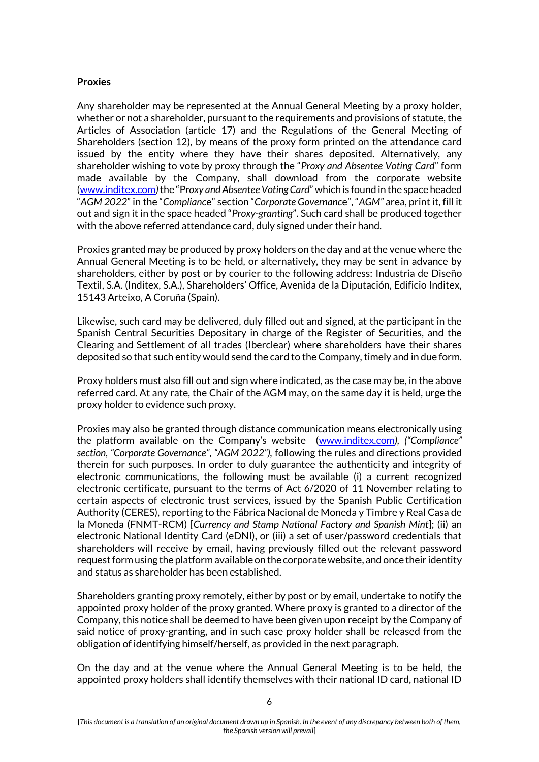**Proxies**

Any shareholder may be represented at the Annual General Meeting by a proxy holder, whether or not a shareholder, pursuant to the requirements and provisions of statute, the Articles of Association (article 17) and the Regulations of the General Meeting of Shareholders (section 12), by means of the proxy form printed on the attendance card issued by the entity where they have their shares deposited. Alternatively, any shareholder wishing to vote by proxy through the "*Proxy and Absentee Voting Card*" form made available by the Company, shall download from the corporate website (www.inditex.com) the "*Proxy and Absentee Voting Card*" which is found in the space headed "*AGM 2022*" in the "*Compliance*" section "*Corporate Governance*", "*AGM*" area, print it, fill it out and sign it in the space headed "*Proxy-granting*". Such card shall be produced together with the above referred attendance card, duly signed under their hand.

Proxies granted may be produced by proxy holders on the day and at the venue where the Annual General Meeting is to be held, or alternatively, they may be sent in advance by shareholders, either by post or by courier to the following address: Industria de Diseño Textil, S.A. (Inditex, S.A.), Shareholders' Office, Avenida de la Diputación, Edificio Inditex, 15143 Arteixo, A Coruña (Spain).

Likewise, such card may be delivered, duly filled out and signed, at the participant in the Spanish Central Securities Depositary in charge of the Register of Securities, and the Clearing and Settlement of all trades (Iberclear) where shareholders have their shares deposited so that such entity would send the card to the Company, timely and in due form.

Proxy holders must also fill out and sign where indicated, as the case may be, in the above referred card. At any rate, the Chair of the AGM may, on the same day it is held, urge the proxy holder to evidence such proxy.

Proxies may also be granted through distance communication means electronically using the platform available on the Company's website (www.inditex.com), *("Compliance" section, "Corporate Governance", "AGM 2022")*, following the rules and directions provided therein for such purposes. In order to duly guarantee the authenticity and integrity of electronic communications, the following must be available (i) a current recognized electronic certificate, pursuant to the terms of Act 6/2020 of 11 November relating to certain aspects of electronic trust services, issued by the Spanish Public Certification Authority (CERES), reporting to the Fábrica Nacional de Moneda y Timbre y Real Casa de la Moneda (FNMT-RCM) [*Currency and Stamp National Factory and Spanish Mint*]; (ii) an electronic National Identity Card (eDNI), or (iii) a set of user/password credentials that shareholders will receive by email, having previously filled out the relevant password request form using the platform available on the corporate website, and once their identity and status as shareholder has been established.

Shareholders granting proxy remotely, either by post or by email, undertake to notify the appointed proxy holder of the proxy granted. Where proxy is granted to a director of the Company, this notice shall be deemed to have been given upon receipt by the Company of said notice of proxy-granting, and in such case proxy holder shall be released from the obligation of identifying himself/herself, as provided in the next paragraph.

On the day and at the venue where the Annual General Meeting is to be held, the appointed proxy holders shall identify themselves with their national ID card, national ID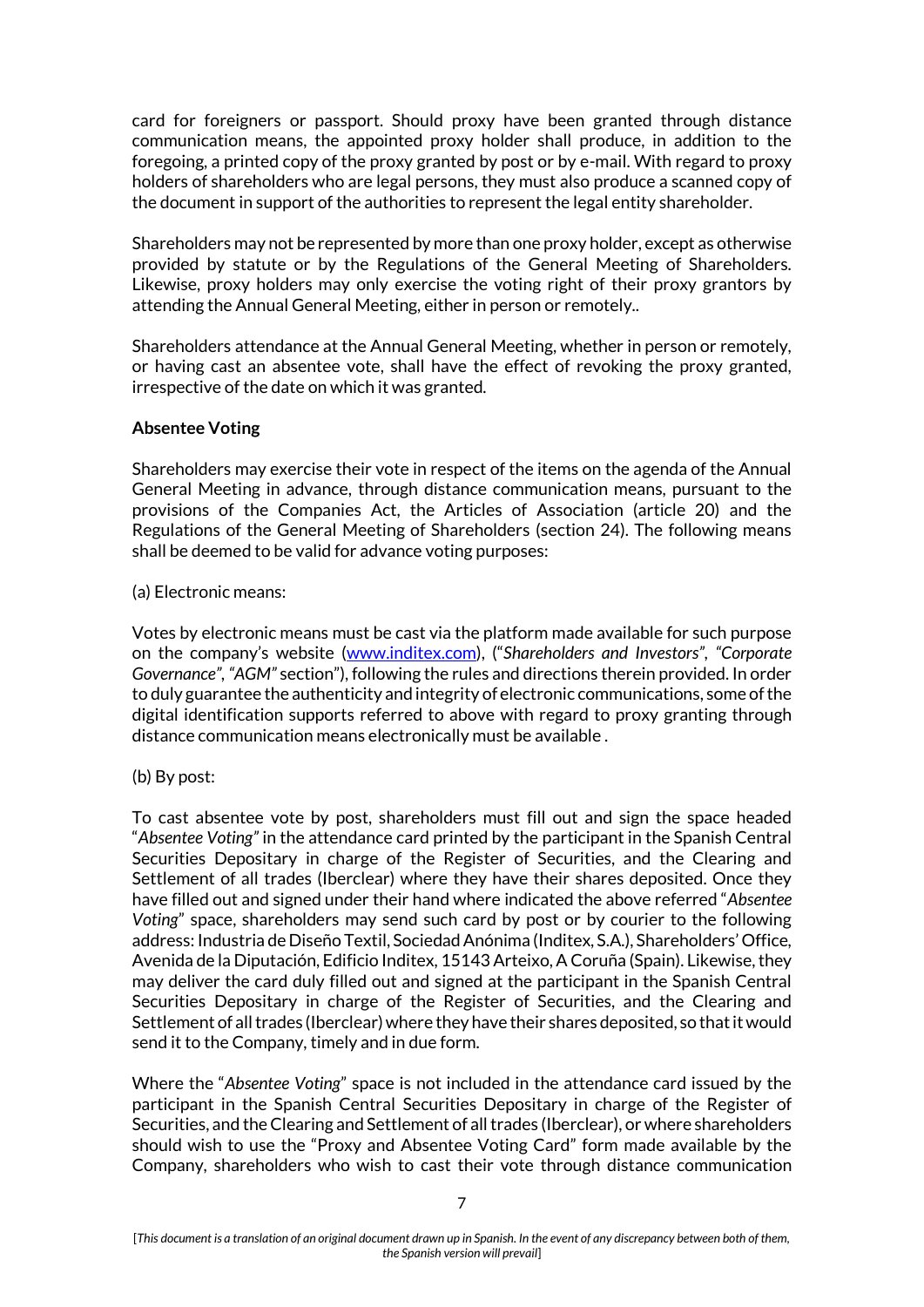card for foreigners or passport. Should proxy have been granted through distance communication means, the appointed proxy holder shall produce, in addition to the foregoing, a printed copy of the proxy granted by post or by e-mail. With regard to proxy holders of shareholders who are legal persons, they must also produce a scanned copy of the document in support of the authorities to represent the legal entity shareholder.

Shareholders may not be represented by more than one proxy holder, except as otherwise provided by statute or by the Regulations of the General Meeting of Shareholders. Likewise, proxy holders may only exercise the voting right of their proxy grantors by attending the Annual General Meeting, either in person or remotely..

Shareholders attendance at the Annual General Meeting, whether in person or remotely, or having cast an absentee vote, shall have the effect of revoking the proxy granted, irrespective of the date on which it was granted.

**Absentee Voting**

Shareholders may exercise their vote in respect of the items on the agenda of the Annual General Meeting in advance, through distance communication means, pursuant to the provisions of the Companies Act, the Articles of Association (article 20) and the Regulations of the General Meeting of Shareholders (section 24). The following means shall be deemed to be valid for advance voting purposes:

(a) Electronic means:

Votes by electronic means must be cast via the platform made available for such purpose on the company's website (www.inditex.com), ("*Shareholders and Investors*", *"Corporate Governance"*, *"AGM"* section"), following the rules and directions therein provided. In order to duly guarantee the authenticity and integrity of electronic communications, some of the digital identification supports referred to above with regard to proxy granting through distance communication means electronically must be available .

(b) By post:

To cast absentee vote by post, shareholders must fill out and sign the space headed "*Absentee Voting*" in the attendance card printed by the participant in the Spanish Central Securities Depositary in charge of the Register of Securities, and the Clearing and Settlement of all trades (Iberclear) where they have their shares deposited. Once they have filled out and signed under their hand where indicated the above referred "*Absentee Voting*" space, shareholders may send such card by post or by courier to the following address: Industria de Diseño Textil, Sociedad Anónima (Inditex, S.A.), Shareholders' Office, Avenida de la Diputación, Edificio Inditex, 15143 Arteixo, A Coruña (Spain). Likewise, they may deliver the card duly filled out and signed at the participant in the Spanish Central Securities Depositary in charge of the Register of Securities, and the Clearing and Settlement of all trades (Iberclear) where they have their shares deposited, so that it would send it to the Company, timely and in due form.

Where the "*Absentee Voting*" space is not included in the attendance card issued by the participant in the Spanish Central Securities Depositary in charge of the Register of Securities, and the Clearing and Settlement of all trades (Iberclear), or where shareholders should wish to use the "Proxy and Absentee Voting Card" form made available by the Company, shareholders who wish to cast their vote through distance communication

[*This document is a translation of an original document drawn up in Spanish. In the event of any discrepancy between both of them, the Spanish version will prevail*]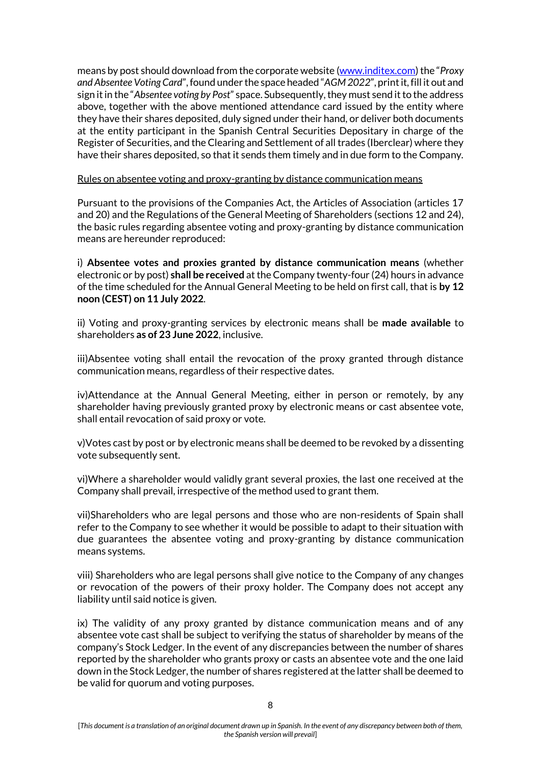means by post should download from the corporate website (www.inditex.com) the "*Proxy and Absentee Voting Card*", found under the space headed "*AGM 2022*", print it, fill it out and sign it in the "*Absentee voting by Post*" space. Subsequently, they must send it to the address above, together with the above mentioned attendance card issued by the entity where they have their shares deposited, duly signed under their hand, or deliver both documents at the entity participant in the Spanish Central Securities Depositary in charge of the Register of Securities, and the Clearing and Settlement of all trades (Iberclear) where they have their shares deposited, so that it sends them timely and in due form to the Company.

<u>Rules on absentee voting and proxy-granting by distance communication means</u>

Pursuant to the provisions of the Companies Act, the Articles of Association (articles 17 and 20) and the Regulations of the General Meeting of Shareholders (sections 12 and 24), the basic rules regarding absentee voting and proxy-granting by distance communication means are hereunder reproduced:

i) **Absentee votes and proxies granted by distance communication means** (whether electronic or by post) **shall be received** at the Company twenty-four (24) hours in advance of the time scheduled for the Annual General Meeting to be held on first call, that is **by 12 noon (CEST) on 11 July 2022**.

ii) Voting and proxy-granting services by electronic means shall be **made available** to shareholders **as of 23 June 2022**, inclusive.

iii)Absentee voting shall entail the revocation of the proxy granted through distance communication means, regardless of their respective dates.

iv)Attendance at the Annual General Meeting, either in person or remotely, by any shareholder having previously granted proxy by electronic means or cast absentee vote, shall entail revocation of said proxy or vote.

v)Votes cast by post or by electronic means shall be deemed to be revoked by a dissenting vote subsequently sent.

vi)Where a shareholder would validly grant several proxies, the last one received at the Company shall prevail, irrespective of the method used to grant them.

vii)Shareholders who are legal persons and those who are non-residents of Spain shall refer to the Company to see whether it would be possible to adapt to their situation with due guarantees the absentee voting and proxy-granting by distance communication means systems.

viii) Shareholders who are legal persons shall give notice to the Company of any changes or revocation of the powers of their proxy holder. The Company does not accept any liability until said notice is given.

ix) The validity of any proxy granted by distance communication means and of any absentee vote cast shall be subject to verifying the status of shareholder by means of the company's Stock Ledger. In the event of any discrepancies between the number of shares reported by the shareholder who grants proxy or casts an absentee vote and the one laid down in the Stock Ledger, the number of shares registered at the latter shall be deemed to be valid for quorum and voting purposes.

[*This document is a translation of an original document drawn up in Spanish. In the event of any discrepancy between both of them, the Spanish version will prevail*]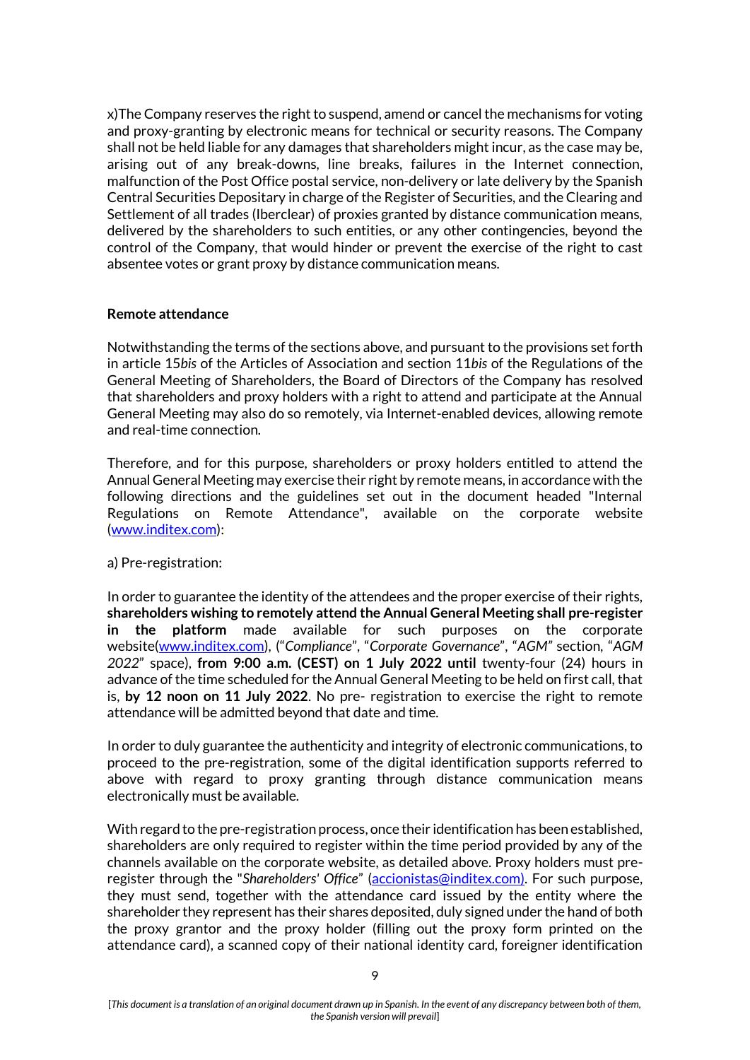x)The Company reserves the right to suspend, amend or cancel the mechanisms for voting and proxy-granting by electronic means for technical or security reasons. The Company shall not be held liable for any damages that shareholders might incur, as the case may be, arising out of any break-downs, line breaks, failures in the Internet connection, malfunction of the Post Office postal service, non-delivery or late delivery by the Spanish Central Securities Depositary in charge of the Register of Securities, and the Clearing and Settlement of all trades (Iberclear) of proxies granted by distance communication means, delivered by the shareholders to such entities, or any other contingencies, beyond the control of the Company, that would hinder or prevent the exercise of the right to cast absentee votes or grant proxy by distance communication means.

**Remote attendance**

Notwithstanding the terms of the sections above, and pursuant to the provisions set forth in article 15*bis* of the Articles of Association and section 11*bis* of the Regulations of the General Meeting of Shareholders, the Board of Directors of the Company has resolved that shareholders and proxy holders with a right to attend and participate at the Annual General Meeting may also do so remotely, via Internet-enabled devices, allowing remote and real-time connection.

Therefore, and for this purpose, shareholders or proxy holders entitled to attend the Annual General Meeting may exercise their right by remote means, in accordance with the following directions and the guidelines set out in the document headed "Internal Regulations on Remote Attendance", available on the corporate website (www.inditex.com):

a) Pre-registration:

In order to guarantee the identity of the attendees and the proper exercise of their rights, **shareholders wishing to remotely attend the Annual General Meeting shall pre-register in the platform** made available for such purposes on the corporate website(www.inditex.com), ("*Compliance*", "*Corporate Governance*", "*AGM*" section, "*AGM 2022*" space), **from 9:00 a.m. (CEST) on 1 July 2022 until** twenty-four (24) hours in advance of the time scheduled for the Annual General Meeting to be held on first call, that is, **by 12 noon on 11 July 2022**. No pre- registration to exercise the right to remote attendance will be admitted beyond that date and time.

In order to duly guarantee the authenticity and integrity of electronic communications, to proceed to the pre-registration, some of the digital identification supports referred to above with regard to proxy granting through distance communication means electronically must be available.

With regard to the pre-registration process, once their identification has been established, shareholders are only required to register within the time period provided by any of the channels available on the corporate website, as detailed above. Proxy holders must pre-register through the "*Shareholders' Office*" (accionistas@inditex.com). For such purpose, they must send, together with the attendance card issued by the entity where the shareholder they represent has their shares deposited, duly signed under the hand of both the proxy grantor and the proxy holder (filling out the proxy form printed on the attendance card), a scanned copy of their national identity card, foreigner identification

[*This document is a translation of an original document drawn up in Spanish. In the event of any discrepancy between both of them, the Spanish version will prevail*]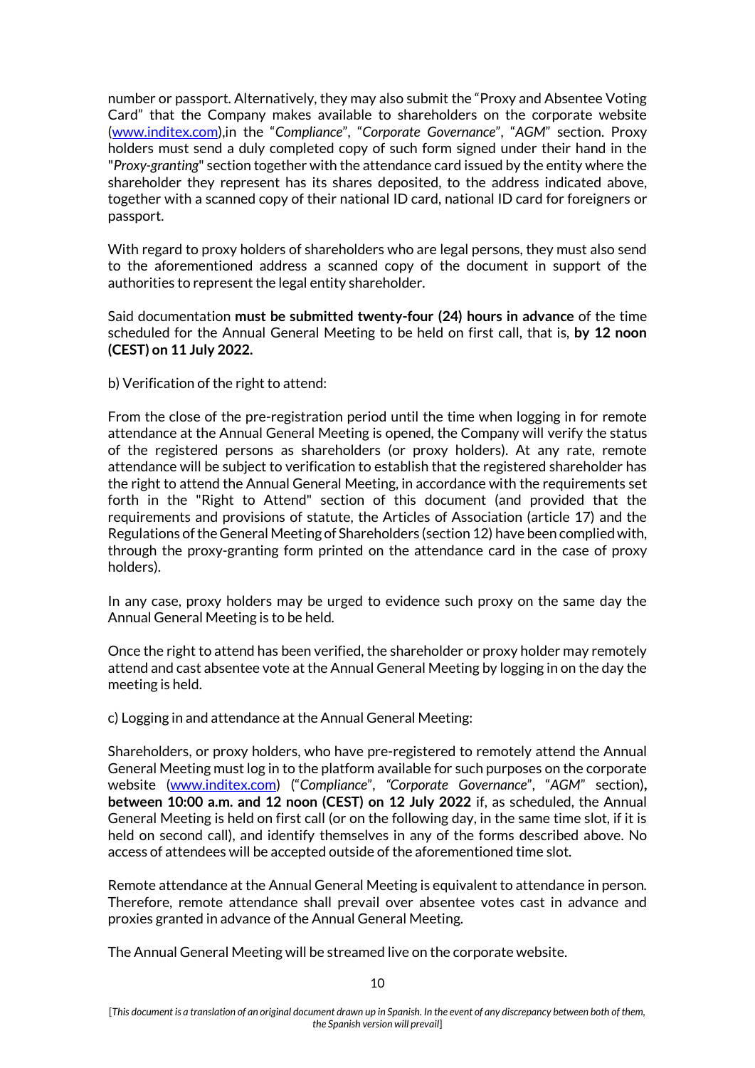number or passport. Alternatively, they may also submit the "Proxy and Absentee Voting Card" that the Company makes available to shareholders on the corporate website (www.inditex.com),in the "*Compliance*", "*Corporate Governance*", "*AGM*" section. Proxy holders must send a duly completed copy of such form signed under their hand in the "*Proxy-granting*" section together with the attendance card issued by the entity where the shareholder they represent has its shares deposited, to the address indicated above, together with a scanned copy of their national ID card, national ID card for foreigners or passport.

With regard to proxy holders of shareholders who are legal persons, they must also send to the aforementioned address a scanned copy of the document in support of the authorities to represent the legal entity shareholder.

Said documentation **must be submitted twenty-four (24) hours in advance** of the time scheduled for the Annual General Meeting to be held on first call, that is, **by 12 noon (CEST) on 11 July 2022.**

b) Verification of the right to attend:

From the close of the pre-registration period until the time when logging in for remote attendance at the Annual General Meeting is opened, the Company will verify the status of the registered persons as shareholders (or proxy holders). At any rate, remote attendance will be subject to verification to establish that the registered shareholder has the right to attend the Annual General Meeting, in accordance with the requirements set forth in the "Right to Attend" section of this document (and provided that the requirements and provisions of statute, the Articles of Association (article 17) and the Regulations of the General Meeting of Shareholders (section 12) have been complied with, through the proxy-granting form printed on the attendance card in the case of proxy holders).

In any case, proxy holders may be urged to evidence such proxy on the same day the Annual General Meeting is to be held.

Once the right to attend has been verified, the shareholder or proxy holder may remotely attend and cast absentee vote at the Annual General Meeting by logging in on the day the meeting is held.

c) Logging in and attendance at the Annual General Meeting:

Shareholders, or proxy holders, who have pre-registered to remotely attend the Annual General Meeting must log in to the platform available for such purposes on the corporate website (www.inditex.com) ("*Compliance*", *"Corporate Governance*", "*AGM*" section)**, between 10:00 a.m. and 12 noon (CEST) on 12 July 2022** if, as scheduled, the Annual General Meeting is held on first call (or on the following day, in the same time slot, if it is held on second call), and identify themselves in any of the forms described above. No access of attendees will be accepted outside of the aforementioned time slot.

Remote attendance at the Annual General Meeting is equivalent to attendance in person. Therefore, remote attendance shall prevail over absentee votes cast in advance and proxies granted in advance of the Annual General Meeting.

The Annual General Meeting will be streamed live on the corporate website.

[*This document is a translation of an original document drawn up in Spanish. In the event of any discrepancy between both of them, the Spanish version will prevail*]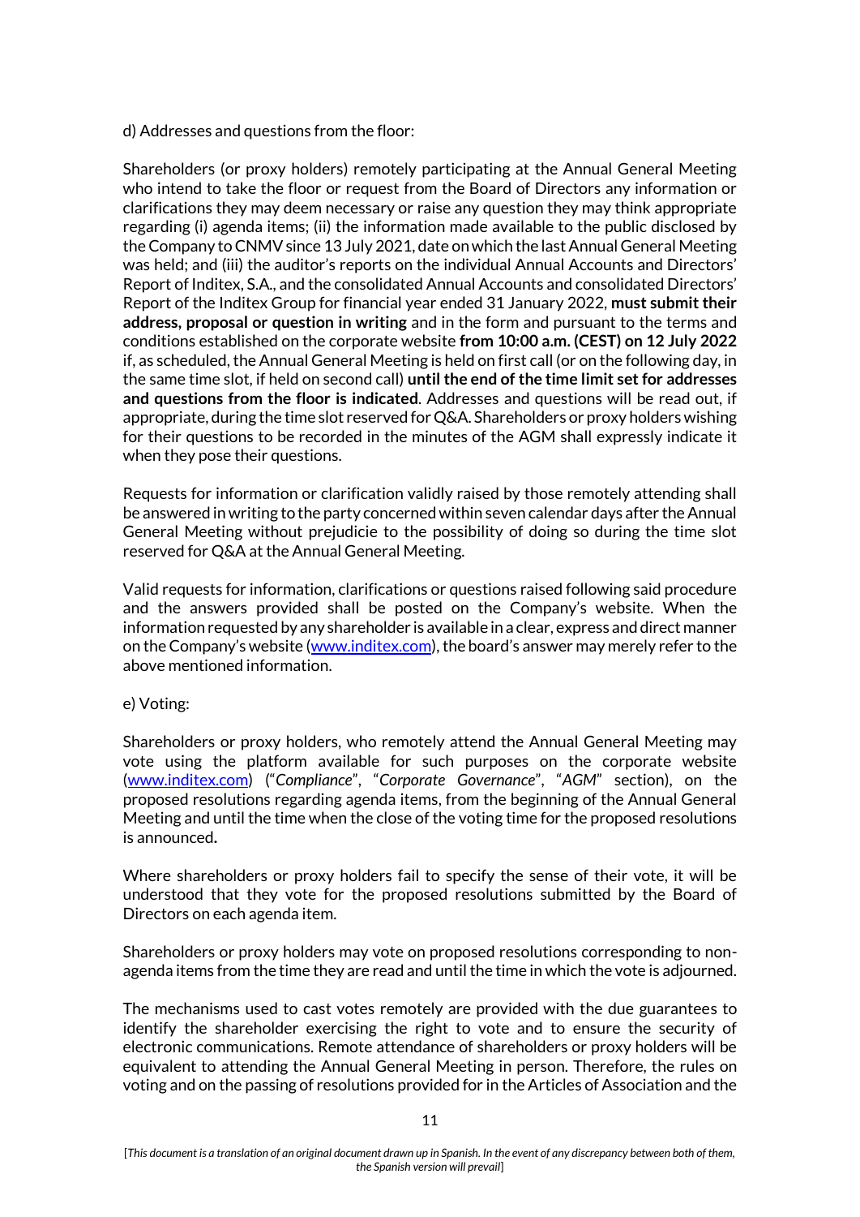d) Addresses and questions from the floor:

Shareholders (or proxy holders) remotely participating at the Annual General Meeting who intend to take the floor or request from the Board of Directors any information or clarifications they may deem necessary or raise any question they may think appropriate regarding (i) agenda items; (ii) the information made available to the public disclosed by the Company to CNMV since 13 July 2021, date on which the last Annual General Meeting was held; and (iii) the auditor's reports on the individual Annual Accounts and Directors' Report of Inditex, S.A., and the consolidated Annual Accounts and consolidated Directors' Report of the Inditex Group for financial year ended 31 January 2022, **must submit their address, proposal or question in writing** and in the form and pursuant to the terms and conditions established on the corporate website **from 10:00 a.m. (CEST) on 12 July 2022** if, as scheduled, the Annual General Meeting is held on first call (or on the following day, in the same time slot, if held on second call) **until the end of the time limit set for addresses and questions from the floor is indicated**. Addresses and questions will be read out, if appropriate, during the time slot reserved for Q&A. Shareholders or proxy holders wishing for their questions to be recorded in the minutes of the AGM shall expressly indicate it when they pose their questions.

Requests for information or clarification validly raised by those remotely attending shall be answered in writing to the party concerned within seven calendar days after the Annual General Meeting without prejudicie to the possibility of doing so during the time slot reserved for Q&A at the Annual General Meeting.

Valid requests for information, clarifications or questions raised following said procedure and the answers provided shall be posted on the Company's website. When the information requested by any shareholder is available in a clear, express and direct manner on the Company's website (www.inditex.com), the board's answer may merely refer to the above mentioned information.

e) Voting:

Shareholders or proxy holders, who remotely attend the Annual General Meeting may vote using the platform available for such purposes on the corporate website (www.inditex.com) ("*Compliance*", "*Corporate Governance*", "*AGM*" section), on the proposed resolutions regarding agenda items, from the beginning of the Annual General Meeting and until the time when the close of the voting time for the proposed resolutions is announced.

Where shareholders or proxy holders fail to specify the sense of their vote, it will be understood that they vote for the proposed resolutions submitted by the Board of Directors on each agenda item.

Shareholders or proxy holders may vote on proposed resolutions corresponding to non-agenda items from the time they are read and until the time in which the vote is adjourned.

The mechanisms used to cast votes remotely are provided with the due guarantees to identify the shareholder exercising the right to vote and to ensure the security of electronic communications. Remote attendance of shareholders or proxy holders will be equivalent to attending the Annual General Meeting in person. Therefore, the rules on voting and on the passing of resolutions provided for in the Articles of Association and the

[*This document is a translation of an original document drawn up in Spanish. In the event of any discrepancy between both of them, the Spanish version will prevail*]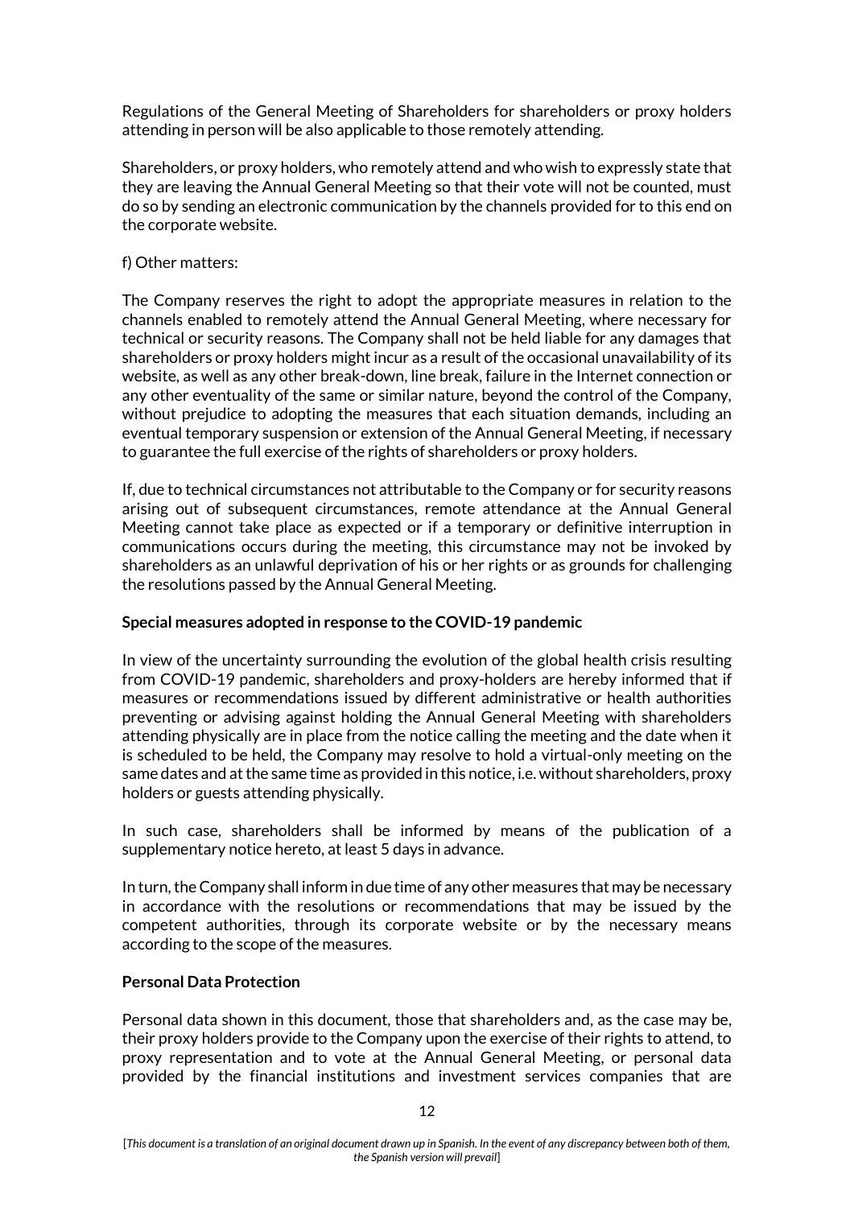Regulations of the General Meeting of Shareholders for shareholders or proxy holders attending in person will be also applicable to those remotely attending.

Shareholders, or proxy holders, who remotely attend and who wish to expressly state that they are leaving the Annual General Meeting so that their vote will not be counted, must do so by sending an electronic communication by the channels provided for to this end on the corporate website.

f) Other matters:

The Company reserves the right to adopt the appropriate measures in relation to the channels enabled to remotely attend the Annual General Meeting, where necessary for technical or security reasons. The Company shall not be held liable for any damages that shareholders or proxy holders might incur as a result of the occasional unavailability of its website, as well as any other break-down, line break, failure in the Internet connection or any other eventuality of the same or similar nature, beyond the control of the Company, without prejudice to adopting the measures that each situation demands, including an eventual temporary suspension or extension of the Annual General Meeting, if necessary to guarantee the full exercise of the rights of shareholders or proxy holders.

If, due to technical circumstances not attributable to the Company or for security reasons arising out of subsequent circumstances, remote attendance at the Annual General Meeting cannot take place as expected or if a temporary or definitive interruption in communications occurs during the meeting, this circumstance may not be invoked by shareholders as an unlawful deprivation of his or her rights or as grounds for challenging the resolutions passed by the Annual General Meeting.

**Special measures adopted in response to the COVID-19 pandemic**

In view of the uncertainty surrounding the evolution of the global health crisis resulting from COVID-19 pandemic, shareholders and proxy-holders are hereby informed that if measures or recommendations issued by different administrative or health authorities preventing or advising against holding the Annual General Meeting with shareholders attending physically are in place from the notice calling the meeting and the date when it is scheduled to be held, the Company may resolve to hold a virtual-only meeting on the same dates and at the same time as provided in this notice, i.e. without shareholders, proxy holders or guests attending physically.

In such case, shareholders shall be informed by means of the publication of a supplementary notice hereto, at least 5 days in advance.

In turn, the Company shall inform in due time of any other measures that may be necessary in accordance with the resolutions or recommendations that may be issued by the competent authorities, through its corporate website or by the necessary means according to the scope of the measures.

**Personal Data Protection**

Personal data shown in this document, those that shareholders and, as the case may be, their proxy holders provide to the Company upon the exercise of their rights to attend, to proxy representation and to vote at the Annual General Meeting, or personal data provided by the financial institutions and investment services companies that are

*[This document is a translation of an original document drawn up in Spanish. In the event of any discrepancy between both of them, the Spanish version will prevail]*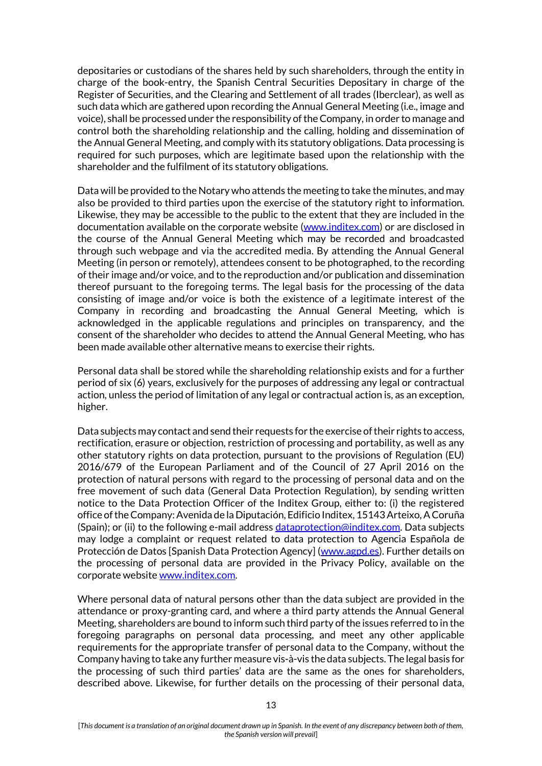depositaries or custodians of the shares held by such shareholders, through the entity in charge of the book-entry, the Spanish Central Securities Depositary in charge of the Register of Securities, and the Clearing and Settlement of all trades (Iberclear), as well as such data which are gathered upon recording the Annual General Meeting (i.e., image and voice), shall be processed under the responsibility of the Company, in order to manage and control both the shareholding relationship and the calling, holding and dissemination of the Annual General Meeting, and comply with its statutory obligations. Data processing is required for such purposes, which are legitimate based upon the relationship with the shareholder and the fulfilment of its statutory obligations.

Data will be provided to the Notary who attends the meeting to take the minutes, and may also be provided to third parties upon the exercise of the statutory right to information. Likewise, they may be accessible to the public to the extent that they are included in the documentation available on the corporate website (www.inditex.com) or are disclosed in the course of the Annual General Meeting which may be recorded and broadcasted through such webpage and via the accredited media. By attending the Annual General Meeting (in person or remotely), attendees consent to be photographed, to the recording of their image and/or voice, and to the reproduction and/or publication and dissemination thereof pursuant to the foregoing terms. The legal basis for the processing of the data consisting of image and/or voice is both the existence of a legitimate interest of the Company in recording and broadcasting the Annual General Meeting, which is acknowledged in the applicable regulations and principles on transparency, and the consent of the shareholder who decides to attend the Annual General Meeting, who has been made available other alternative means to exercise their rights.

Personal data shall be stored while the shareholding relationship exists and for a further period of six (6) years, exclusively for the purposes of addressing any legal or contractual action, unless the period of limitation of any legal or contractual action is, as an exception, higher.

Data subjects may contact and send their requests for the exercise of their rights to access, rectification, erasure or objection, restriction of processing and portability, as well as any other statutory rights on data protection, pursuant to the provisions of Regulation (EU) 2016/679 of the European Parliament and of the Council of 27 April 2016 on the protection of natural persons with regard to the processing of personal data and on the free movement of such data (General Data Protection Regulation), by sending written notice to the Data Protection Officer of the Inditex Group, either to: (i) the registered office of the Company: Avenida de la Diputación, Edificio Inditex, 15143 Arteixo, A Coruña (Spain); or (ii) to the following e-mail address dataprotection@inditex.com. Data subjects may lodge a complaint or request related to data protection to Agencia Española de Protección de Datos [Spanish Data Protection Agency] (www.agpd.es). Further details on the processing of personal data are provided in the Privacy Policy, available on the corporate website www.inditex.com.

Where personal data of natural persons other than the data subject are provided in the attendance or proxy-granting card, and where a third party attends the Annual General Meeting, shareholders are bound to inform such third party of the issues referred to in the foregoing paragraphs on personal data processing, and meet any other applicable requirements for the appropriate transfer of personal data to the Company, without the Company having to take any further measure vis-à-vis the data subjects. The legal basis for the processing of such third parties' data are the same as the ones for shareholders, described above. Likewise, for further details on the processing of their personal data,

*[This document is a translation of an original document drawn up in Spanish. In the event of any discrepancy between both of them, the Spanish version will prevail]*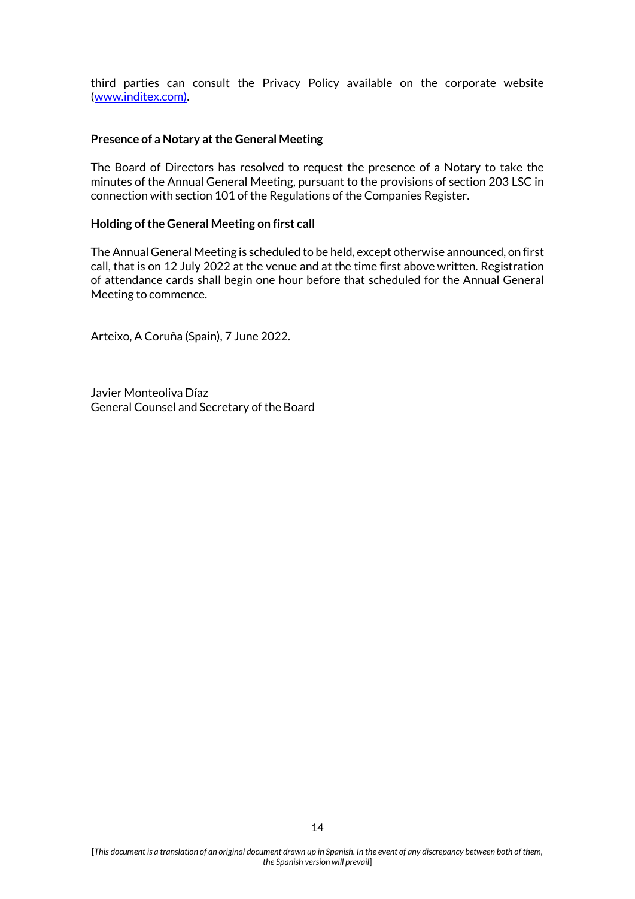third parties can consult the Privacy Policy available on the corporate website (www.inditex.com).

**Presence of a Notary at the General Meeting**

The Board of Directors has resolved to request the presence of a Notary to take the minutes of the Annual General Meeting, pursuant to the provisions of section 203 LSC in connection with section 101 of the Regulations of the Companies Register.

**Holding of the General Meeting on first call**

The Annual General Meeting is scheduled to be held, except otherwise announced, on first call, that is on 12 July 2022 at the venue and at the time first above written. Registration of attendance cards shall begin one hour before that scheduled for the Annual General Meeting to commence.

Arteixo, A Coruña (Spain), 7 June 2022.

Javier Monteoliva Díaz
General Counsel and Secretary of the Board

*[This document is a translation of an original document drawn up in Spanish. In the event of any discrepancy between both of them, the Spanish version will prevail]*